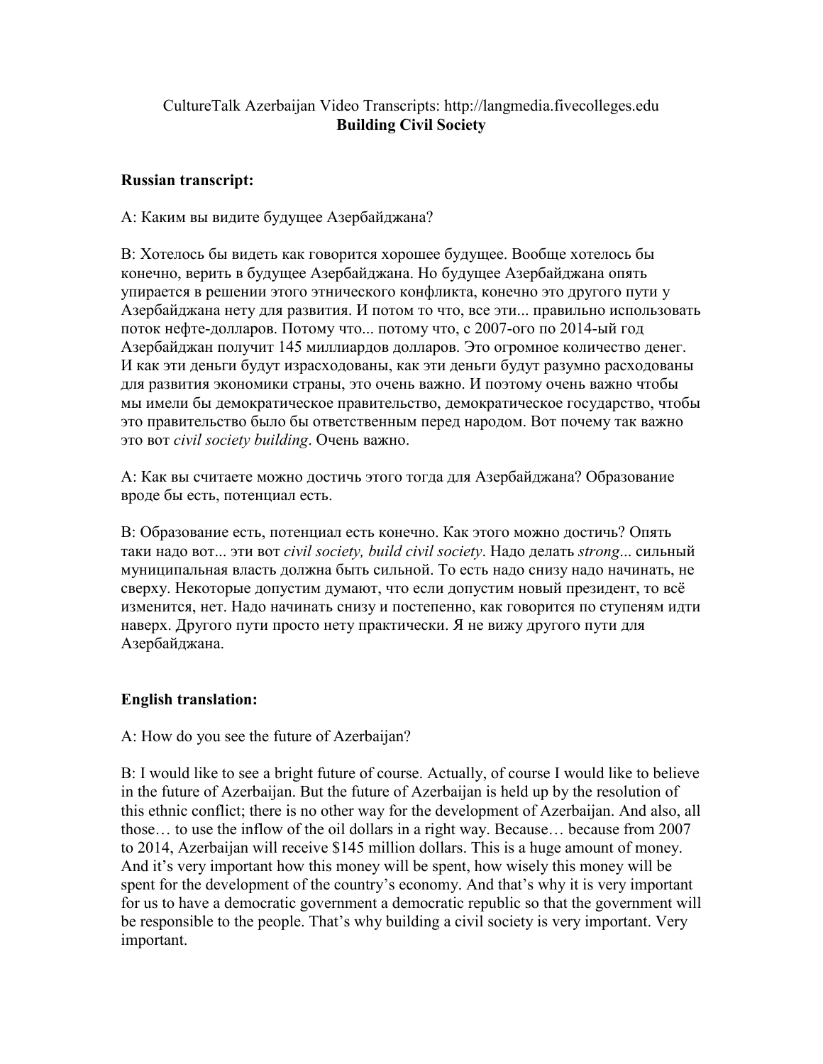CultureTalk Azerbaijan Video Transcripts: http://langmedia.fivecolleges.edu
**Building Civil Society**

**Russian transcript:**

A: Каким вы видите будущее Азербайджана?

B: Хотелось бы видеть как говорится хорошее будущее. Вообще хотелось бы конечно, верить в будущее Азербайджана. Но будущее Азербайджана опять упирается в решении этого этнического конфликта, конечно это другого пути у Азербайджана нету для развития. И потом то что, все эти... правильно использовать поток нефте-долларов. Потому что... потому что, с 2007-ого по 2014-ый год Азербайджан получит 145 миллиардов долларов. Это огромное количество денег. И как эти деньги будут израсходованы, как эти деньги будут разумно расходованы для развития экономики страны, это очень важно. И поэтому очень важно чтобы мы имели бы демократическое правительство, демократическое государство, чтобы это правительство было бы ответственным перед народом. Вот почему так важно это вот *civil society building*. Очень важно.

A: Как вы считаете можно достичь этого тогда для Азербайджана? Образование вроде бы есть, потенциал есть.

B: Образование есть, потенциал есть конечно. Как этого можно достичь? Опять таки надо вот... эти вот *civil society, build civil society*. Надо делать *strong*... сильный муниципальная власть должна быть сильной. То есть надо снизу надо начинать, не сверху. Некоторые допустим думают, что если допустим новый президент, то всё изменится, нет. Надо начинать снизу и постепенно, как говорится по ступеням идти наверх. Другого пути просто нету практически. Я не вижу другого пути для Азербайджана.

**English translation:**

A: How do you see the future of Azerbaijan?

B: I would like to see a bright future of course. Actually, of course I would like to believe in the future of Azerbaijan. But the future of Azerbaijan is held up by the resolution of this ethnic conflict; there is no other way for the development of Azerbaijan. And also, all those… to use the inflow of the oil dollars in a right way. Because… because from 2007 to 2014, Azerbaijan will receive $145 million dollars. This is a huge amount of money. And it's very important how this money will be spent, how wisely this money will be spent for the development of the country's economy. And that's why it is very important for us to have a democratic government a democratic republic so that the government will be responsible to the people. That's why building a civil society is very important. Very important.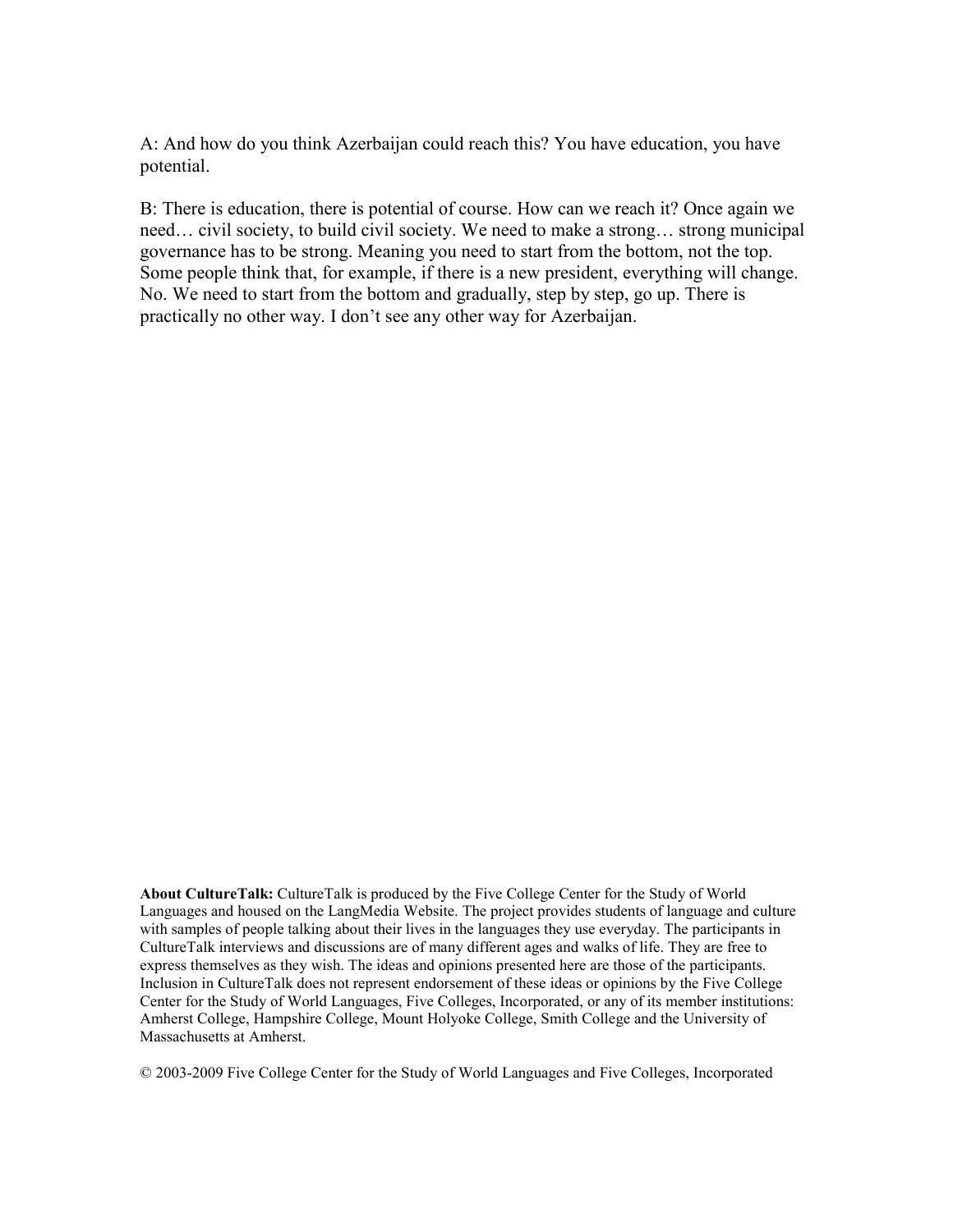A: And how do you think Azerbaijan could reach this? You have education, you have potential.

B: There is education, there is potential of course. How can we reach it? Once again we need… civil society, to build civil society. We need to make a strong… strong municipal governance has to be strong. Meaning you need to start from the bottom, not the top. Some people think that, for example, if there is a new president, everything will change. No. We need to start from the bottom and gradually, step by step, go up. There is practically no other way. I don't see any other way for Azerbaijan.

**About CultureTalk:** CultureTalk is produced by the Five College Center for the Study of World Languages and housed on the LangMedia Website. The project provides students of language and culture with samples of people talking about their lives in the languages they use everyday. The participants in CultureTalk interviews and discussions are of many different ages and walks of life. They are free to express themselves as they wish. The ideas and opinions presented here are those of the participants. Inclusion in CultureTalk does not represent endorsement of these ideas or opinions by the Five College Center for the Study of World Languages, Five Colleges, Incorporated, or any of its member institutions: Amherst College, Hampshire College, Mount Holyoke College, Smith College and the University of Massachusetts at Amherst.

© 2003-2009 Five College Center for the Study of World Languages and Five Colleges, Incorporated